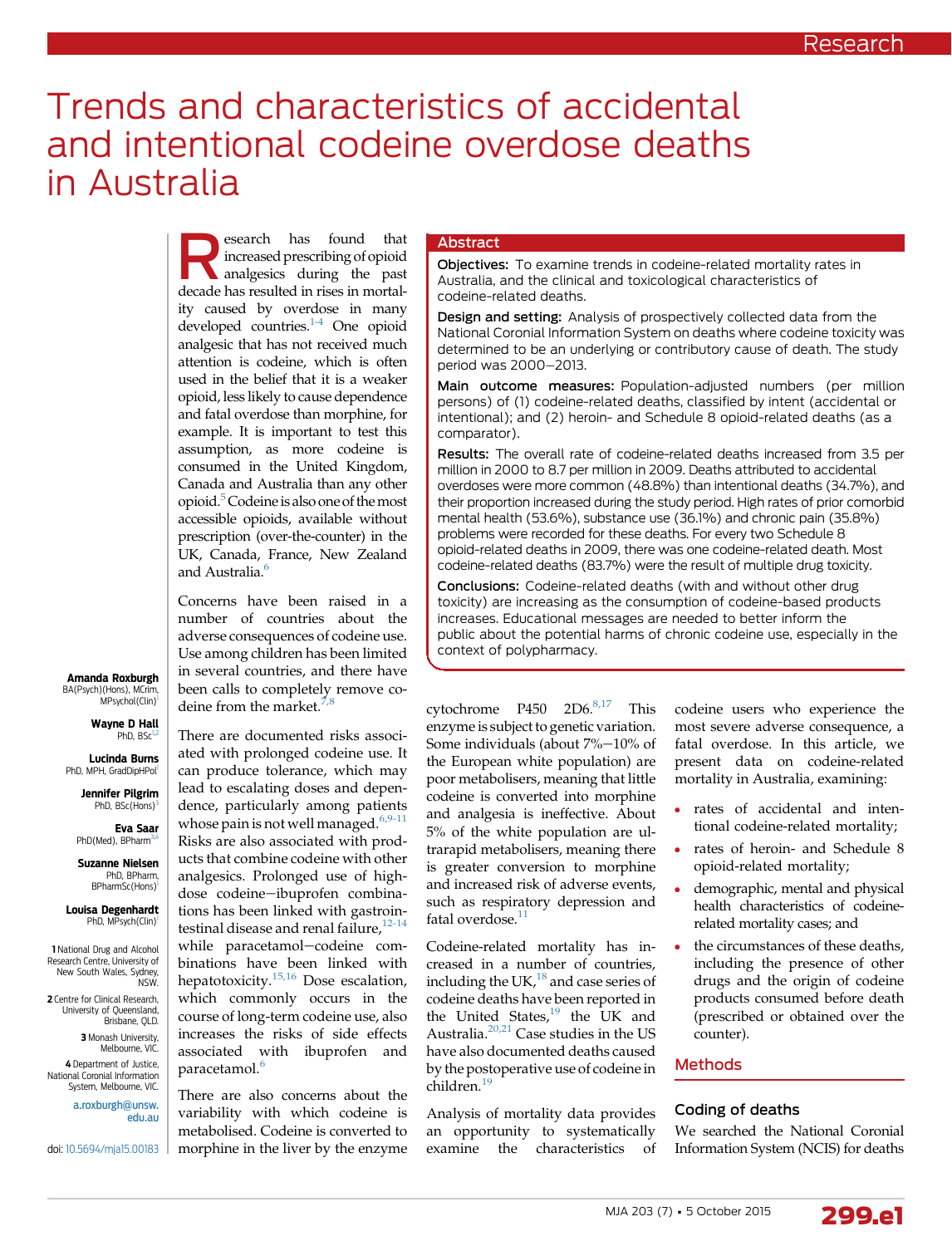# Trends and characteristics of accidental and intentional codeine overdose deaths in Australia

**Amanda Roxburgh** BA(Psych)(Hons), MCrim, MPsychol(Clin)[1]

**Wayne D Hall** PhD, BSc[1,2]

**Lucinda Burns** PhD, MPH, GradDipHPol[1]

**Jennifer Pilgrim** PhD, BSc(Hons)[3]

**Eva Saar** PhD(Med), BPharm[3,4]

**Suzanne Nielsen** PhD, BPharm, BPharmSc(Hons)[1]

**Louisa Degenhardt** PhD, MPsych(Clin)[1]

1 National Drug and Alcohol Research Centre, University of New South Wales, Sydney, NSW.

2 Centre for Clinical Research, University of Queensland, Brisbane, QLD.

3 Monash University, Melbourne, VIC.

4 Department of Justice, National Coronial Information System, Melbourne, VIC.

a.roxburgh@unsw.edu.au

doi: 10.5694/mja15.00183

## Abstract

**Objectives:** To examine trends in codeine-related mortality rates in Australia, and the clinical and toxicological characteristics of codeine-related deaths.

**Design and setting:** Analysis of prospectively collected data from the National Coronial Information System on deaths where codeine toxicity was determined to be an underlying or contributory cause of death. The study period was 2000–2013.

**Main outcome measures:** Population-adjusted numbers (per million persons) of (1) codeine-related deaths, classified by intent (accidental or intentional); and (2) heroin- and Schedule 8 opioid-related deaths (as a comparator).

**Results:** The overall rate of codeine-related deaths increased from 3.5 per million in 2000 to 8.7 per million in 2009. Deaths attributed to accidental overdoses were more common (48.8%) than intentional deaths (34.7%), and their proportion increased during the study period. High rates of prior comorbid mental health (53.6%), substance use (36.1%) and chronic pain (35.8%) problems were recorded for these deaths. For every two Schedule 8 opioid-related deaths in 2009, there was one codeine-related death. Most codeine-related deaths (83.7%) were the result of multiple drug toxicity.

**Conclusions:** Codeine-related deaths (with and without other drug toxicity) are increasing as the consumption of codeine-based products increases. Educational messages are needed to better inform the public about the potential harms of chronic codeine use, especially in the context of polypharmacy.

Research has found that increased prescribing of opioid analgesics during the past decade has resulted in rises in mortality caused by overdose in many developed countries.[1-4] One opioid analgesic that has not received much attention is codeine, which is often used in the belief that it is a weaker opioid, less likely to cause dependence and fatal overdose than morphine, for example. It is important to test this assumption, as more codeine is consumed in the United Kingdom, Canada and Australia than any other opioid.[5] Codeine is also one of the most accessible opioids, available without prescription (over-the-counter) in the UK, Canada, France, New Zealand and Australia.[6]

Concerns have been raised in a number of countries about the adverse consequences of codeine use. Use among children has been limited in several countries, and there have been calls to completely remove codeine from the market.[7,8]

There are documented risks associated with prolonged codeine use. It can produce tolerance, which may lead to escalating doses and dependence, particularly among patients whose pain is not well managed.[6,9-11] Risks are also associated with products that combine codeine with other analgesics. Prolonged use of high-dose codeine–ibuprofen combinations has been linked with gastrointestinal disease and renal failure,[12-14] while paracetamol–codeine combinations have been linked with hepatotoxicity.[15,16] Dose escalation, which commonly occurs in the course of long-term codeine use, also increases the risks of side effects associated with ibuprofen and paracetamol.[6]

There are also concerns about the variability with which codeine is metabolised. Codeine is converted to morphine in the liver by the enzyme cytochrome P450 2D6.[8,17] This enzyme is subject to genetic variation. Some individuals (about 7%–10% of the European white population) are poor metabolisers, meaning that little codeine is converted into morphine and analgesia is ineffective. About 5% of the white population are ultrarapid metabolisers, meaning there is greater conversion to morphine and increased risk of adverse events, such as respiratory depression and fatal overdose.[11]

Codeine-related mortality has increased in a number of countries, including the UK,[18] and case series of codeine deaths have been reported in the United States,[19] the UK and Australia.[20,21] Case studies in the US have also documented deaths caused by the postoperative use of codeine in children.[19]

Analysis of mortality data provides an opportunity to systematically examine the characteristics of codeine users who experience the most severe adverse consequence, a fatal overdose. In this article, we present data on codeine-related mortality in Australia, examining:

- rates of accidental and intentional codeine-related mortality;
- rates of heroin- and Schedule 8 opioid-related mortality;
- demographic, mental and physical health characteristics of codeine-related mortality cases; and
- the circumstances of these deaths, including the presence of other drugs and the origin of codeine products consumed before death (prescribed or obtained over the counter).

## Methods

### Coding of deaths

We searched the National Coronial Information System (NCIS) for deaths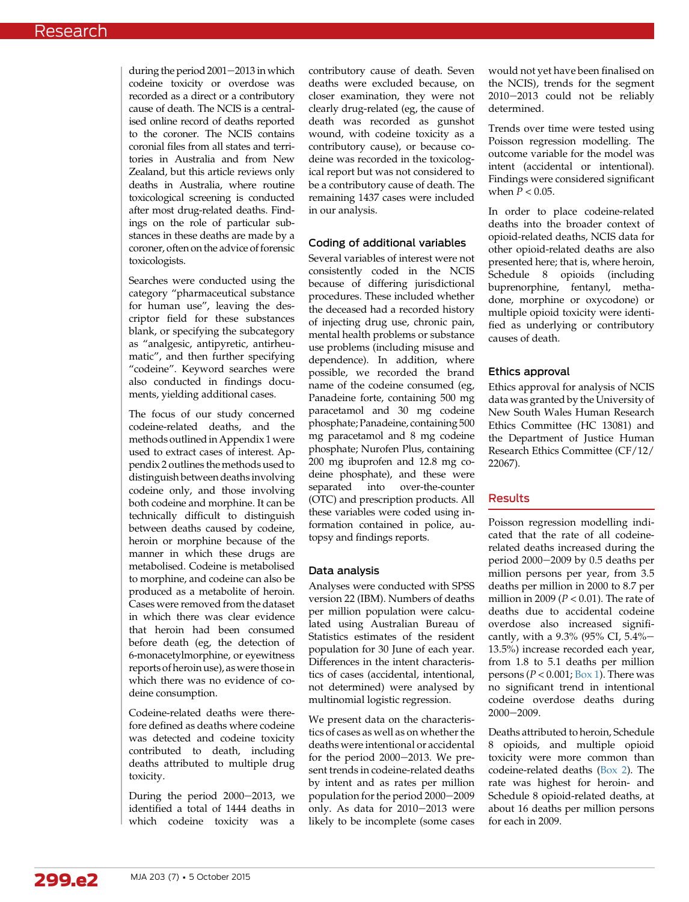during the period 2001−2013 in which codeine toxicity or overdose was recorded as a direct or a contributory cause of death. The NCIS is a centralised online record of deaths reported to the coroner. The NCIS contains coronial files from all states and territories in Australia and from New Zealand, but this article reviews only deaths in Australia, where routine toxicological screening is conducted after most drug-related deaths. Findings on the role of particular substances in these deaths are made by a coroner, often on the advice of forensic toxicologists.

Searches were conducted using the category "pharmaceutical substance for human use", leaving the descriptor field for these substances blank, or specifying the subcategory as "analgesic, antipyretic, antirheumatic", and then further specifying "codeine". Keyword searches were also conducted in findings documents, yielding additional cases.

The focus of our study concerned codeine-related deaths, and the methods outlined in Appendix 1 were used to extract cases of interest. Appendix 2 outlines the methods used to distinguish between deaths involving codeine only, and those involving both codeine and morphine. It can be technically difficult to distinguish between deaths caused by codeine, heroin or morphine because of the manner in which these drugs are metabolised. Codeine is metabolised to morphine, and codeine can also be produced as a metabolite of heroin. Cases were removed from the dataset in which there was clear evidence that heroin had been consumed before death (eg, the detection of 6-monacetylmorphine, or eyewitness reports of heroin use), as were those in which there was no evidence of codeine consumption.

Codeine-related deaths were therefore defined as deaths where codeine was detected and codeine toxicity contributed to death, including deaths attributed to multiple drug toxicity.

During the period 2000−2013, we identified a total of 1444 deaths in which codeine toxicity was a contributory cause of death. Seven deaths were excluded because, on closer examination, they were not clearly drug-related (eg, the cause of death was recorded as gunshot wound, with codeine toxicity as a contributory cause), or because codeine was recorded in the toxicological report but was not considered to be a contributory cause of death. The remaining 1437 cases were included in our analysis.

## Coding of additional variables

Several variables of interest were not consistently coded in the NCIS because of differing jurisdictional procedures. These included whether the deceased had a recorded history of injecting drug use, chronic pain, mental health problems or substance use problems (including misuse and dependence). In addition, where possible, we recorded the brand name of the codeine consumed (eg, Panadeine forte, containing 500 mg paracetamol and 30 mg codeine phosphate; Panadeine, containing 500 mg paracetamol and 8 mg codeine phosphate; Nurofen Plus, containing 200 mg ibuprofen and 12.8 mg codeine phosphate), and these were separated into over-the-counter (OTC) and prescription products. All these variables were coded using information contained in police, autopsy and findings reports.

## Data analysis

Analyses were conducted with SPSS version 22 (IBM). Numbers of deaths per million population were calculated using Australian Bureau of Statistics estimates of the resident population for 30 June of each year. Differences in the intent characteristics of cases (accidental, intentional, not determined) were analysed by multinomial logistic regression.

We present data on the characteristics of cases as well as on whether the deaths were intentional or accidental for the period 2000−2013. We present trends in codeine-related deaths by intent and as rates per million population for the period 2000−2009 only. As data for 2010−2013 were likely to be incomplete (some cases would not yet have been finalised on the NCIS), trends for the segment 2010−2013 could not be reliably determined.

Trends over time were tested using Poisson regression modelling. The outcome variable for the model was intent (accidental or intentional). Findings were considered significant when $P < 0.05$.

In order to place codeine-related deaths into the broader context of opioid-related deaths, NCIS data for other opioid-related deaths are also presented here; that is, where heroin, Schedule 8 opioids (including buprenorphine, fentanyl, methadone, morphine or oxycodone) or multiple opioid toxicity were identified as underlying or contributory causes of death.

## Ethics approval

Ethics approval for analysis of NCIS data was granted by the University of New South Wales Human Research Ethics Committee (HC 13081) and the Department of Justice Human Research Ethics Committee (CF/12/22067).

## Results

Poisson regression modelling indicated that the rate of all codeine-related deaths increased during the period 2000−2009 by 0.5 deaths per million persons per year, from 3.5 deaths per million in 2000 to 8.7 per million in 2009 ($P < 0.01$). The rate of deaths due to accidental codeine overdose also increased significantly, with a 9.3% (95% CI, 5.4%−13.5%) increase recorded each year, from 1.8 to 5.1 deaths per million persons ($P < 0.001$; Box 1). There was no significant trend in intentional codeine overdose deaths during 2000−2009.

Deaths attributed to heroin, Schedule 8 opioids, and multiple opioid toxicity were more common than codeine-related deaths (Box 2). The rate was highest for heroin- and Schedule 8 opioid-related deaths, at about 16 deaths per million persons for each in 2009.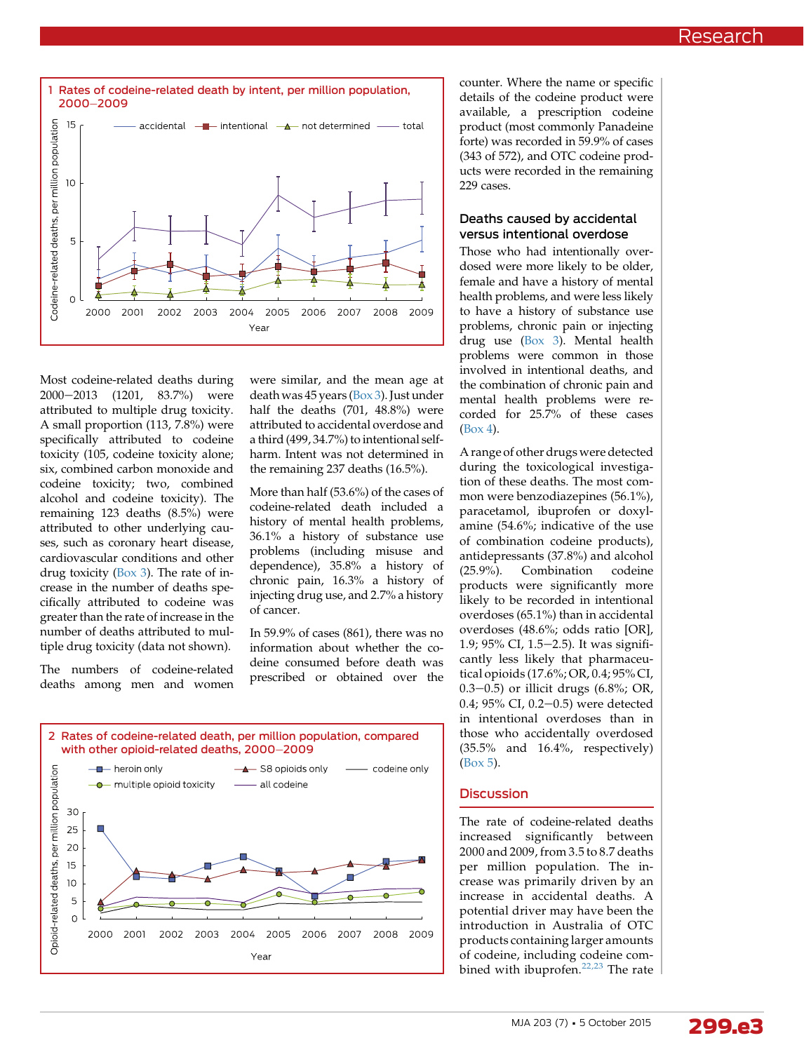**1 Rates of codeine-related death by intent, per million population, 2000–2009**

**2 Rates of codeine-related death, per million population, compared with other opioid-related deaths, 2000–2009**

Most codeine-related deaths during 2000–2013 (1201, 83.7%) were attributed to multiple drug toxicity. A small proportion (113, 7.8%) were specifically attributed to codeine toxicity (105, codeine toxicity alone; six, combined carbon monoxide and codeine toxicity; two, combined alcohol and codeine toxicity). The remaining 123 deaths (8.5%) were attributed to other underlying causes, such as coronary heart disease, cardiovascular conditions and other drug toxicity (Box 3). The rate of increase in the number of deaths specifically attributed to codeine was greater than the rate of increase in the number of deaths attributed to multiple drug toxicity (data not shown).

The numbers of codeine-related deaths among men and women were similar, and the mean age at death was 45 years (Box 3). Just under half the deaths (701, 48.8%) were attributed to accidental overdose and a third (499, 34.7%) to intentional self-harm. Intent was not determined in the remaining 237 deaths (16.5%).

More than half (53.6%) of the cases of codeine-related death included a history of mental health problems, 36.1% a history of substance use problems (including misuse and dependence), 35.8% a history of chronic pain, 16.3% a history of injecting drug use, and 2.7% a history of cancer.

In 59.9% of cases (861), there was no information about whether the codeine consumed before death was prescribed or obtained over the counter. Where the name or specific details of the codeine product were available, a prescription codeine product (most commonly Panadeine forte) was recorded in 59.9% of cases (343 of 572), and OTC codeine products were recorded in the remaining 229 cases.

### Deaths caused by accidental versus intentional overdose

Those who had intentionally overdosed were more likely to be older, female and have a history of mental health problems, and were less likely to have a history of substance use problems, chronic pain or injecting drug use (Box 3). Mental health problems were common in those involved in intentional deaths, and the combination of chronic pain and mental health problems were recorded for 25.7% of these cases (Box 4).

A range of other drugs were detected during the toxicological investigation of these deaths. The most common were benzodiazepines (56.1%), paracetamol, ibuprofen or doxylamine (54.6%; indicative of the use of combination codeine products), antidepressants (37.8%) and alcohol (25.9%). Combination codeine products were significantly more likely to be recorded in intentional overdoses (65.1%) than in accidental overdoses (48.6%; odds ratio [OR], 1.9; 95% CI, 1.5–2.5). It was significantly less likely that pharmaceutical opioids (17.6%; OR, 0.4; 95% CI, 0.3–0.5) or illicit drugs (6.8%; OR, 0.4; 95% CI, 0.2–0.5) were detected in intentional overdoses than in those who accidentally overdosed (35.5% and 16.4%, respectively) (Box 5).

## Discussion

The rate of codeine-related deaths increased significantly between 2000 and 2009, from 3.5 to 8.7 deaths per million population. The increase was primarily driven by an increase in accidental deaths. A potential driver may have been the introduction in Australia of OTC products containing larger amounts of codeine, including codeine combined with ibuprofen.[22,23] The rate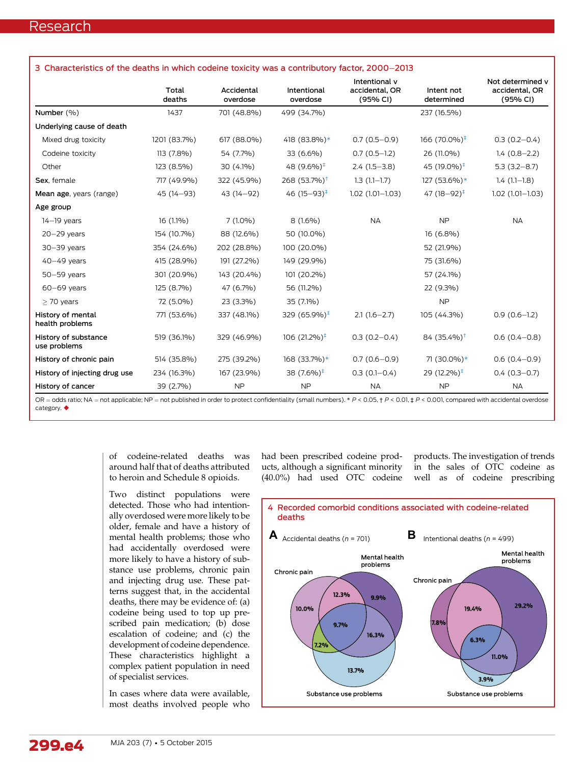**3 Characteristics of the deaths in which codeine toxicity was a contributory factor, 2000–2013**

| | Total deaths | Accidental overdose | Intentional overdose | Intentional v accidental, OR (95% CI) | Intent not determined | Not determined v accidental, OR (95% CI) |
|---|---|---|---|---|---|---|
| Number (%) | 1437 | 701 (48.8%) | 499 (34.7%) | | 237 (16.5%) | |
| **Underlying cause of death** | | | | | | |
| Mixed drug toxicity | 1201 (83.7%) | 617 (88.0%) | 418 (83.8%)* | 0.7 (0.5–0.9) | 166 (70.0%)‡ | 0.3 (0.2–0.4) |
| Codeine toxicity | 113 (7.8%) | 54 (7.7%) | 33 (6.6%) | 0.7 (0.5–1.2) | 26 (11.0%) | 1.4 (0.8–2.2) |
| Other | 123 (8.5%) | 30 (4.1%) | 48 (9.6%)‡ | 2.4 (1.5–3.8) | 45 (19.0%)‡ | 5.3 (3.2–8.7) |
| **Sex**, female | 717 (49.9%) | 322 (45.9%) | 268 (53.7%)† | 1.3 (1.1–1.7) | 127 (53.6%)* | 1.4 (1.1–1.8) |
| **Mean age**, years (range) | 45 (14–93) | 43 (14–92) | 46 (15–93)‡ | 1.02 (1.01–1.03) | 47 (18–92)‡ | 1.02 (1.01–1.03) |
| **Age group** | | | | | | |
| 14–19 years | 16 (1.1%) | 7 (1.0%) | 8 (1.6%) | NA | NP | NA |
| 20–29 years | 154 (10.7%) | 88 (12.6%) | 50 (10.0%) | | 16 (6.8%) | |
| 30–39 years | 354 (24.6%) | 202 (28.8%) | 100 (20.0%) | | 52 (21.9%) | |
| 40–49 years | 415 (28.9%) | 191 (27.2%) | 149 (29.9%) | | 75 (31.6%) | |
| 50–59 years | 301 (20.9%) | 143 (20.4%) | 101 (20.2%) | | 57 (24.1%) | |
| 60–69 years | 125 (8.7%) | 47 (6.7%) | 56 (11.2%) | | 22 (9.3%) | |
| ≥ 70 years | 72 (5.0%) | 23 (3.3%) | 35 (7.1%) | | NP | |
| **History of mental health problems** | 771 (53.6%) | 337 (48.1%) | 329 (65.9%)‡ | 2.1 (1.6–2.7) | 105 (44.3%) | 0.9 (0.6–1.2) |
| **History of substance use problems** | 519 (36.1%) | 329 (46.9%) | 106 (21.2%)‡ | 0.3 (0.2–0.4) | 84 (35.4%)† | 0.6 (0.4–0.8) |
| **History of chronic pain** | 514 (35.8%) | 275 (39.2%) | 168 (33.7%)* | 0.7 (0.6–0.9) | 71 (30.0%)* | 0.6 (0.4–0.9) |
| **History of injecting drug use** | 234 (16.3%) | 167 (23.9%) | 38 (7.6%)‡ | 0.3 (0.1–0.4) | 29 (12.2%)‡ | 0.4 (0.3–0.7) |
| **History of cancer** | 39 (2.7%) | NP | NP | NA | NP | NA |

OR = odds ratio; NA = not applicable; NP = not published in order to protect confidentiality (small numbers). * $P < 0.05$, † $P < 0.01$, ‡ $P < 0.001$, compared with accidental overdose category. ◆

of codeine-related deaths was around half that of deaths attributed to heroin and Schedule 8 opioids.

Two distinct populations were detected. Those who had intentionally overdosed were more likely to be older, female and have a history of mental health problems; those who had accidentally overdosed were more likely to have a history of substance use problems, chronic pain and injecting drug use. These patterns suggest that, in the accidental deaths, there may be evidence of: (a) codeine being used to top up prescribed pain medication; (b) dose escalation of codeine; and (c) the development of codeine dependence. These characteristics highlight a complex patient population in need of specialist services.

In cases where data were available, most deaths involved people who had been prescribed codeine products, although a significant minority (40.0%) had used OTC codeine products. The investigation of trends in the sales of OTC codeine as well as of codeine prescribing

**4 Recorded comorbid conditions associated with codeine-related deaths**

**A** Accidental deaths ($n$ = 701)

Chronic pain; Mental health problems; Substance use problems — 10.0%, 12.3%, 9.9%, 9.7%, 7.2%, 16.3%, 13.7%

**B** Intentional deaths ($n$ = 499)

Chronic pain; Mental health problems; Substance use problems — 7.8%, 19.4%, 29.2%, 6.3%, 11.0%, 3.9%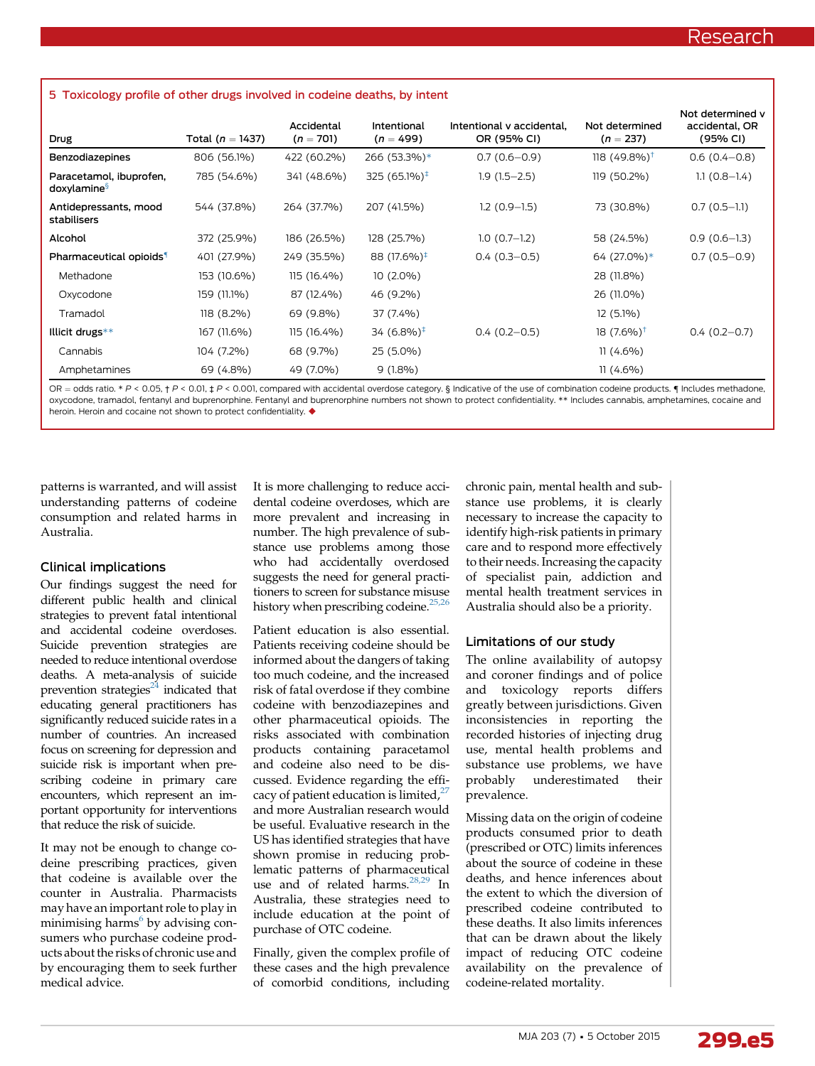**5 Toxicology profile of other drugs involved in codeine deaths, by intent**

| Drug | Total (n = 1437) | Accidental (n = 701) | Intentional (n = 499) | Intentional v accidental, OR (95% CI) | Not determined (n = 237) | Not determined v accidental, OR (95% CI) |
|---|---|---|---|---|---|---|
| Benzodiazepines | 806 (56.1%) | 422 (60.2%) | 266 (53.3%)* | 0.7 (0.6–0.9) | 118 (49.8%)† | 0.6 (0.4–0.8) |
| Paracetamol, ibuprofen, doxylamine§ | 785 (54.6%) | 341 (48.6%) | 325 (65.1%)‡ | 1.9 (1.5–2.5) | 119 (50.2%) | 1.1 (0.8–1.4) |
| Antidepressants, mood stabilisers | 544 (37.8%) | 264 (37.7%) | 207 (41.5%) | 1.2 (0.9–1.5) | 73 (30.8%) | 0.7 (0.5–1.1) |
| Alcohol | 372 (25.9%) | 186 (26.5%) | 128 (25.7%) | 1.0 (0.7–1.2) | 58 (24.5%) | 0.9 (0.6–1.3) |
| Pharmaceutical opioids¶ | 401 (27.9%) | 249 (35.5%) | 88 (17.6%)‡ | 0.4 (0.3–0.5) | 64 (27.0%)* | 0.7 (0.5–0.9) |
| Methadone | 153 (10.6%) | 115 (16.4%) | 10 (2.0%) | | 28 (11.8%) | |
| Oxycodone | 159 (11.1%) | 87 (12.4%) | 46 (9.2%) | | 26 (11.0%) | |
| Tramadol | 118 (8.2%) | 69 (9.8%) | 37 (7.4%) | | 12 (5.1%) | |
| Illicit drugs** | 167 (11.6%) | 115 (16.4%) | 34 (6.8%)‡ | 0.4 (0.2–0.5) | 18 (7.6%)† | 0.4 (0.2–0.7) |
| Cannabis | 104 (7.2%) | 68 (9.7%) | 25 (5.0%) | | 11 (4.6%) | |
| Amphetamines | 69 (4.8%) | 49 (7.0%) | 9 (1.8%) | | 11 (4.6%) | |

OR = odds ratio. * $P < 0.05$, † $P < 0.01$, ‡ $P < 0.001$, compared with accidental overdose category. § Indicative of the use of combination codeine products. ¶ Includes methadone, oxycodone, tramadol, fentanyl and buprenorphine. Fentanyl and buprenorphine numbers not shown to protect confidentiality. ** Includes cannabis, amphetamines, cocaine and heroin. Heroin and cocaine not shown to protect confidentiality. ◆

patterns is warranted, and will assist understanding patterns of codeine consumption and related harms in Australia.

## Clinical implications

Our findings suggest the need for different public health and clinical strategies to prevent fatal intentional and accidental codeine overdoses. Suicide prevention strategies are needed to reduce intentional overdose deaths. A meta-analysis of suicide prevention strategies[24] indicated that educating general practitioners has significantly reduced suicide rates in a number of countries. An increased focus on screening for depression and suicide risk is important when prescribing codeine in primary care encounters, which represent an important opportunity for interventions that reduce the risk of suicide.

It may not be enough to change codeine prescribing practices, given that codeine is available over the counter in Australia. Pharmacists may have an important role to play in minimising harms[6] by advising consumers who purchase codeine products about the risks of chronic use and by encouraging them to seek further medical advice.

It is more challenging to reduce accidental codeine overdoses, which are more prevalent and increasing in number. The high prevalence of substance use problems among those who had accidentally overdosed suggests the need for general practitioners to screen for substance misuse history when prescribing codeine.[25,26]

Patient education is also essential. Patients receiving codeine should be informed about the dangers of taking too much codeine, and the increased risk of fatal overdose if they combine codeine with benzodiazepines and other pharmaceutical opioids. The risks associated with combination products containing paracetamol and codeine also need to be discussed. Evidence regarding the efficacy of patient education is limited,[27] and more Australian research would be useful. Evaluative research in the US has identified strategies that have shown promise in reducing problematic patterns of pharmaceutical use and of related harms.[28,29] In Australia, these strategies need to include education at the point of purchase of OTC codeine.

Finally, given the complex profile of these cases and the high prevalence of comorbid conditions, including chronic pain, mental health and substance use problems, it is clearly necessary to increase the capacity to identify high-risk patients in primary care and to respond more effectively to their needs. Increasing the capacity of specialist pain, addiction and mental health treatment services in Australia should also be a priority.

## Limitations of our study

The online availability of autopsy and coroner findings and of police and toxicology reports differs greatly between jurisdictions. Given inconsistencies in reporting the recorded histories of injecting drug use, mental health problems and substance use problems, we have probably underestimated their prevalence.

Missing data on the origin of codeine products consumed prior to death (prescribed or OTC) limits inferences about the source of codeine in these deaths, and hence inferences about the extent to which the diversion of prescribed codeine contributed to these deaths. It also limits inferences that can be drawn about the likely impact of reducing OTC codeine availability on the prevalence of codeine-related mortality.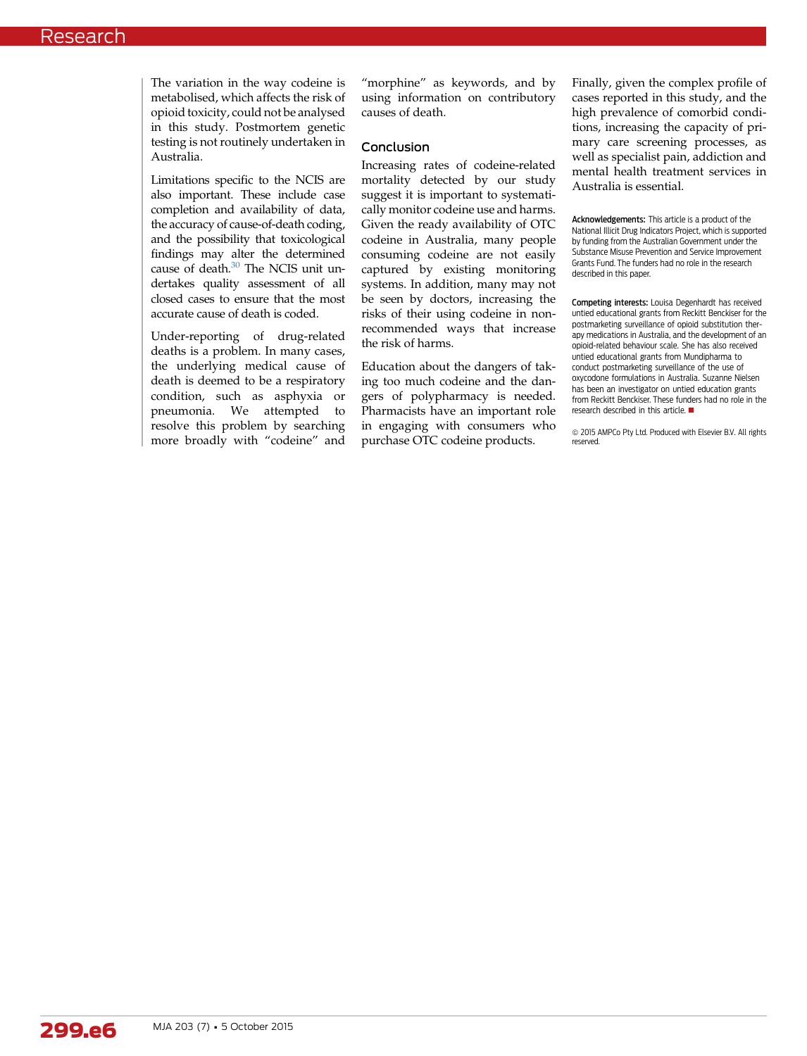The variation in the way codeine is metabolised, which affects the risk of opioid toxicity, could not be analysed in this study. Postmortem genetic testing is not routinely undertaken in Australia.

Limitations specific to the NCIS are also important. These include case completion and availability of data, the accuracy of cause-of-death coding, and the possibility that toxicological findings may alter the determined cause of death.[30] The NCIS unit undertakes quality assessment of all closed cases to ensure that the most accurate cause of death is coded.

Under-reporting of drug-related deaths is a problem. In many cases, the underlying medical cause of death is deemed to be a respiratory condition, such as asphyxia or pneumonia. We attempted to resolve this problem by searching more broadly with "codeine" and "morphine" as keywords, and by using information on contributory causes of death.

## Conclusion

Increasing rates of codeine-related mortality detected by our study suggest it is important to systematically monitor codeine use and harms. Given the ready availability of OTC codeine in Australia, many people consuming codeine are not easily captured by existing monitoring systems. In addition, many may not be seen by doctors, increasing the risks of their using codeine in non-recommended ways that increase the risk of harms.

Education about the dangers of taking too much codeine and the dangers of polypharmacy is needed. Pharmacists have an important role in engaging with consumers who purchase OTC codeine products. Finally, given the complex profile of cases reported in this study, and the high prevalence of comorbid conditions, increasing the capacity of primary care screening processes, as well as specialist pain, addiction and mental health treatment services in Australia is essential.

**Acknowledgements:** This article is a product of the National Illicit Drug Indicators Project, which is supported by funding from the Australian Government under the Substance Misuse Prevention and Service Improvement Grants Fund. The funders had no role in the research described in this paper.

**Competing interests:** Louisa Degenhardt has received untied educational grants from Reckitt Benckiser for the postmarketing surveillance of opioid substitution therapy medications in Australia, and the development of an opioid-related behaviour scale. She has also received untied educational grants from Mundipharma to conduct postmarketing surveillance of the use of oxycodone formulations in Australia. Suzanne Nielsen has been an investigator on untied education grants from Reckitt Benckiser. These funders had no role in the research described in this article. ■

© 2015 AMPCo Pty Ltd. Produced with Elsevier B.V. All rights reserved.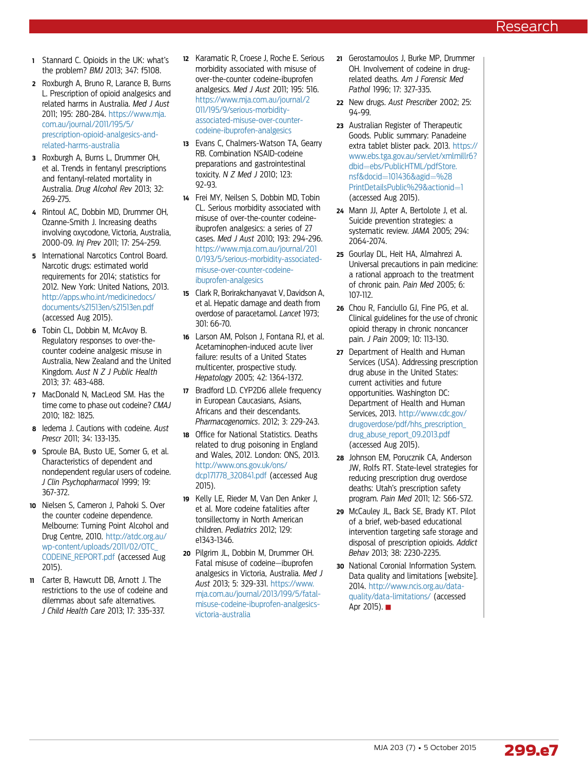1. Stannard C. Opioids in the UK: what's the problem? *BMJ* 2013; 347: f5108.
2. Roxburgh A, Bruno R, Larance B, Burns L. Prescription of opioid analgesics and related harms in Australia. *Med J Aust* 2011; 195: 280-284. https://www.mja.com.au/journal/2011/195/5/prescription-opioid-analgesics-and-related-harms-australia
3. Roxburgh A, Burns L, Drummer OH, et al. Trends in fentanyl prescriptions and fentanyl-related mortality in Australia. *Drug Alcohol Rev* 2013; 32: 269-275.
4. Rintoul AC, Dobbin MD, Drummer OH, Ozanne-Smith J. Increasing deaths involving oxycodone, Victoria, Australia, 2000-09. *Inj Prev* 2011; 17: 254-259.
5. International Narcotics Control Board. Narcotic drugs: estimated world requirements for 2014; statistics for 2012. New York: United Nations, 2013. http://apps.who.int/medicinedocs/documents/s21513en/s21513en.pdf (accessed Aug 2015).
6. Tobin CL, Dobbin M, McAvoy B. Regulatory responses to over-the-counter codeine analgesic misuse in Australia, New Zealand and the United Kingdom. *Aust N Z J Public Health* 2013; 37: 483-488.
7. MacDonald N, MacLeod SM. Has the time come to phase out codeine? *CMAJ* 2010; 182: 1825.
8. Iedema J. Cautions with codeine. *Aust Prescr* 2011; 34: 133-135.
9. Sproule BA, Busto UE, Somer G, et al. Characteristics of dependent and nondependent regular users of codeine. *J Clin Psychopharmacol* 1999; 19: 367-372.
10. Nielsen S, Cameron J, Pahoki S. Over the counter codeine dependence. Melbourne: Turning Point Alcohol and Drug Centre, 2010. http://atdc.org.au/wp-content/uploads/2011/02/OTC_CODEINE_REPORT.pdf (accessed Aug 2015).
11. Carter B, Hawcutt DB, Arnott J. The restrictions to the use of codeine and dilemmas about safe alternatives. *J Child Health Care* 2013; 17: 335-337.
12. Karamatic R, Croese J, Roche E. Serious morbidity associated with misuse of over-the-counter codeine-ibuprofen analgesics. *Med J Aust* 2011; 195: 516. https://www.mja.com.au/journal/2011/195/9/serious-morbidity-associated-misuse-over-counter-codeine-ibuprofen-analgesics
13. Evans C, Chalmers-Watson TA, Gearry RB. Combination NSAID-codeine preparations and gastrointestinal toxicity. *N Z Med J* 2010; 123: 92-93.
14. Frei MY, Neilsen S, Dobbin MD, Tobin CL. Serious morbidity associated with misuse of over-the-counter codeine-ibuprofen analgesics: a series of 27 cases. *Med J Aust* 2010; 193: 294-296. https://www.mja.com.au/journal/2010/193/5/serious-morbidity-associated-misuse-over-counter-codeine-ibuprofen-analgesics
15. Clark R, Borirakchanyavat V, Davidson A, et al. Hepatic damage and death from overdose of paracetamol. *Lancet* 1973; 301: 66-70.
16. Larson AM, Polson J, Fontana RJ, et al. Acetaminophen-induced acute liver failure: results of a United States multicenter, prospective study. *Hepatology* 2005; 42: 1364-1372.
17. Bradford LD. CYP2D6 allele frequency in European Caucasians, Asians, Africans and their descendants. *Pharmacogenomics*. 2012; 3: 229-243.
18. Office for National Statistics. Deaths related to drug poisoning in England and Wales, 2012. London: ONS, 2013. http://www.ons.gov.uk/ons/dcp171778_320841.pdf (accessed Aug 2015).
19. Kelly LE, Rieder M, Van Den Anker J, et al. More codeine fatalities after tonsillectomy in North American children. *Pediatrics* 2012; 129: e1343-1346.
20. Pilgrim JL, Dobbin M, Drummer OH. Fatal misuse of codeine–ibuprofen analgesics in Victoria, Australia. *Med J Aust* 2013; 5: 329-331. https://www.mja.com.au/journal/2013/199/5/fatal-misuse-codeine-ibuprofen-analgesics-victoria-australia
21. Gerostamoulos J, Burke MP, Drummer OH. Involvement of codeine in drug-related deaths. *Am J Forensic Med Pathol* 1996; 17: 327-335.
22. New drugs. *Aust Prescriber* 2002; 25: 94-99.
23. Australian Register of Therapeutic Goods. Public summary: Panadeine extra tablet blister pack. 2013. https://www.ebs.tga.gov.au/servlet/xmlmillr6?dbid=ebs/PublicHTML/pdfStore.nsf&docid=101436&agid=%28PrintDetailsPublic%29&actionid=1 (accessed Aug 2015).
24. Mann JJ, Apter A, Bertolote J, et al. Suicide prevention strategies: a systematic review. *JAMA* 2005; 294: 2064-2074.
25. Gourlay DL, Heit HA, Almahrezi A. Universal precautions in pain medicine: a rational approach to the treatment of chronic pain. *Pain Med* 2005; 6: 107-112.
26. Chou R, Fanciullo GJ, Fine PG, et al. Clinical guidelines for the use of chronic opioid therapy in chronic noncancer pain. *J Pain* 2009; 10: 113-130.
27. Department of Health and Human Services (USA). Addressing prescription drug abuse in the United States: current activities and future opportunities. Washington DC: Department of Health and Human Services, 2013. http://www.cdc.gov/drugoverdose/pdf/hhs_prescription_drug_abuse_report_09.2013.pdf (accessed Aug 2015).
28. Johnson EM, Porucznik CA, Anderson JW, Rolfs RT. State-level strategies for reducing prescription drug overdose deaths: Utah's prescription safety program. *Pain Med* 2011; 12: S66-S72.
29. McCauley JL, Back SE, Brady KT. Pilot of a brief, web-based educational intervention targeting safe storage and disposal of prescription opioids. *Addict Behav* 2013; 38: 2230-2235.
30. National Coronial Information System. Data quality and limitations [website]. 2014. http://www.ncis.org.au/data-quality/data-limitations/ (accessed Apr 2015). ■